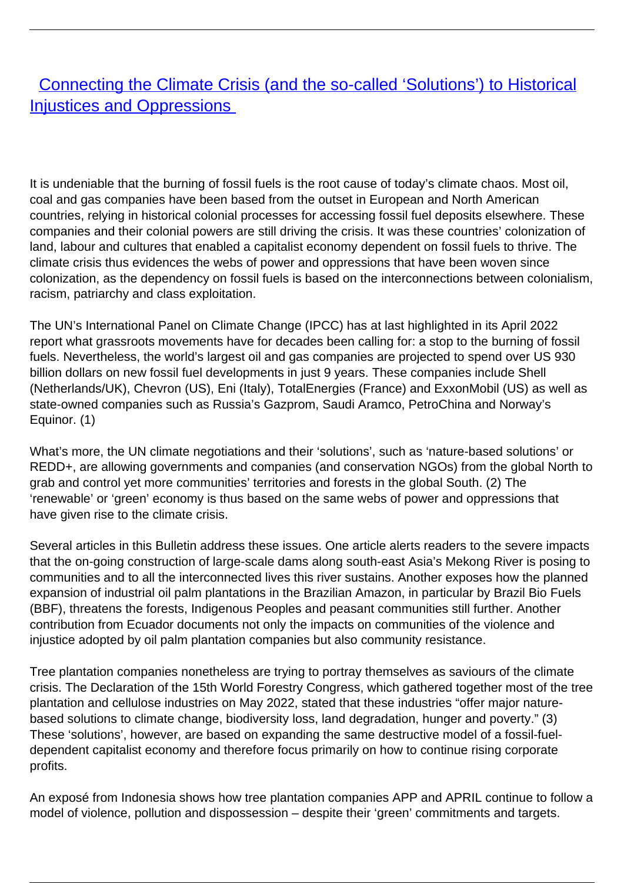# Connecting the Climate Crisis (and the so-called 'Solutions') to Historical Injustices and Oppressions

It is undeniable that the burning of fossil fuels is the root cause of today's climate chaos. Most oil, coal and gas companies have been based from the outset in European and North American countries, relying in historical colonial processes for accessing fossil fuel deposits elsewhere. These companies and their colonial powers are still driving the crisis. It was these countries' colonization of land, labour and cultures that enabled a capitalist economy dependent on fossil fuels to thrive. The climate crisis thus evidences the webs of power and oppressions that have been woven since colonization, as the dependency on fossil fuels is based on the interconnections between colonialism, racism, patriarchy and class exploitation.

The UN's International Panel on Climate Change (IPCC) has at last highlighted in its April 2022 report what grassroots movements have for decades been calling for: a stop to the burning of fossil fuels. Nevertheless, the world's largest oil and gas companies are projected to spend over US 930 billion dollars on new fossil fuel developments in just 9 years. These companies include Shell (Netherlands/UK), Chevron (US), Eni (Italy), TotalEnergies (France) and ExxonMobil (US) as well as state-owned companies such as Russia's Gazprom, Saudi Aramco, PetroChina and Norway's Equinor. (1)

What's more, the UN climate negotiations and their 'solutions', such as 'nature-based solutions' or REDD+, are allowing governments and companies (and conservation NGOs) from the global North to grab and control yet more communities' territories and forests in the global South. (2) The 'renewable' or 'green' economy is thus based on the same webs of power and oppressions that have given rise to the climate crisis.

Several articles in this Bulletin address these issues. One article alerts readers to the severe impacts that the on-going construction of large-scale dams along south-east Asia's Mekong River is posing to communities and to all the interconnected lives this river sustains. Another exposes how the planned expansion of industrial oil palm plantations in the Brazilian Amazon, in particular by Brazil Bio Fuels (BBF), threatens the forests, Indigenous Peoples and peasant communities still further. Another contribution from Ecuador documents not only the impacts on communities of the violence and injustice adopted by oil palm plantation companies but also community resistance.

Tree plantation companies nonetheless are trying to portray themselves as saviours of the climate crisis. The Declaration of the 15th World Forestry Congress, which gathered together most of the tree plantation and cellulose industries on May 2022, stated that these industries "offer major nature-based solutions to climate change, biodiversity loss, land degradation, hunger and poverty." (3) These 'solutions', however, are based on expanding the same destructive model of a fossil-fuel-dependent capitalist economy and therefore focus primarily on how to continue rising corporate profits.

An exposé from Indonesia shows how tree plantation companies APP and APRIL continue to follow a model of violence, pollution and dispossession – despite their 'green' commitments and targets.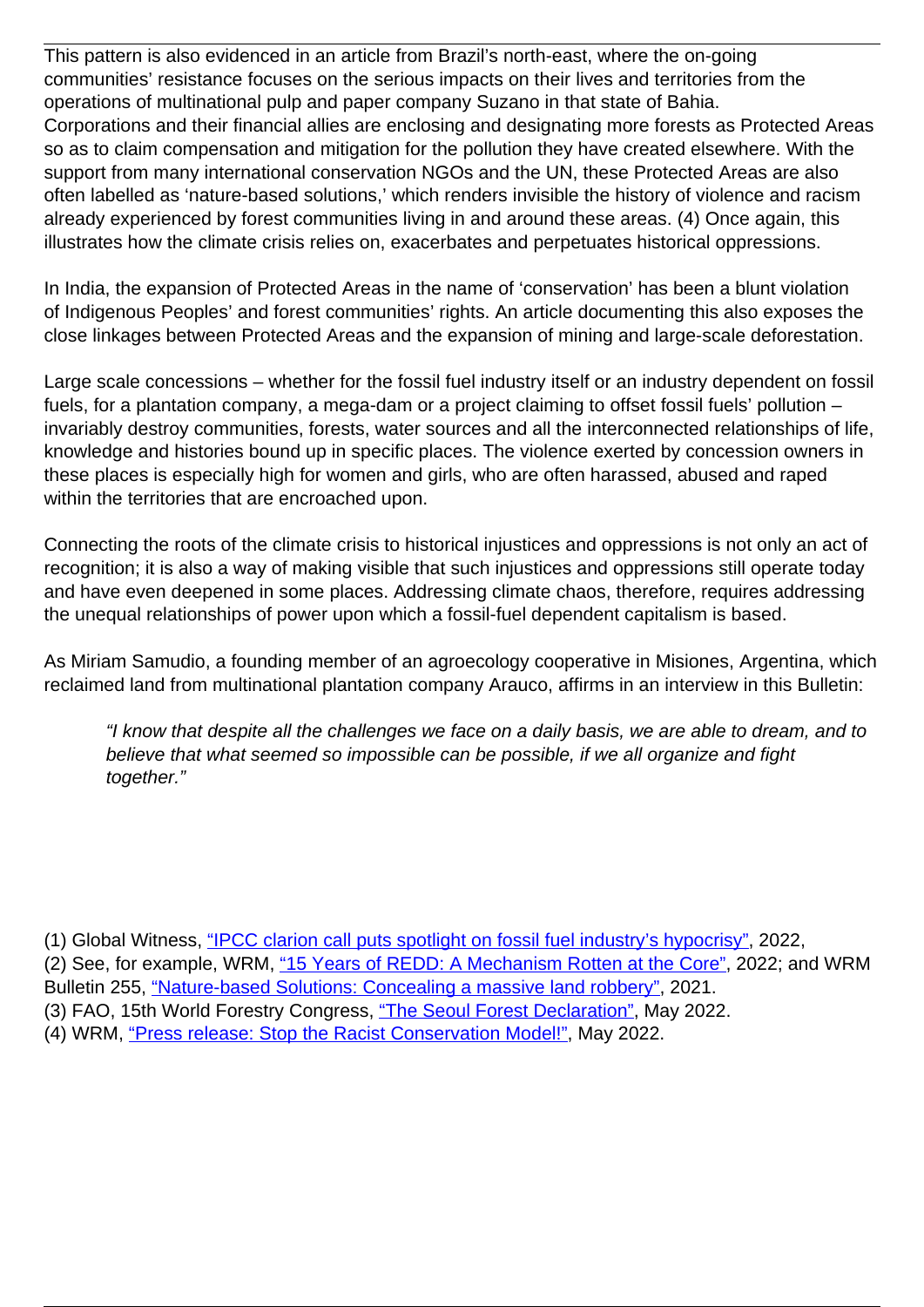This pattern is also evidenced in an article from Brazil's north-east, where the on-going communities' resistance focuses on the serious impacts on their lives and territories from the operations of multinational pulp and paper company Suzano in that state of Bahia. Corporations and their financial allies are enclosing and designating more forests as Protected Areas so as to claim compensation and mitigation for the pollution they have created elsewhere. With the support from many international conservation NGOs and the UN, these Protected Areas are also often labelled as 'nature-based solutions,' which renders invisible the history of violence and racism already experienced by forest communities living in and around these areas. (4) Once again, this illustrates how the climate crisis relies on, exacerbates and perpetuates historical oppressions.

In India, the expansion of Protected Areas in the name of 'conservation' has been a blunt violation of Indigenous Peoples' and forest communities' rights. An article documenting this also exposes the close linkages between Protected Areas and the expansion of mining and large-scale deforestation.

Large scale concessions – whether for the fossil fuel industry itself or an industry dependent on fossil fuels, for a plantation company, a mega-dam or a project claiming to offset fossil fuels' pollution – invariably destroy communities, forests, water sources and all the interconnected relationships of life, knowledge and histories bound up in specific places. The violence exerted by concession owners in these places is especially high for women and girls, who are often harassed, abused and raped within the territories that are encroached upon.

Connecting the roots of the climate crisis to historical injustices and oppressions is not only an act of recognition; it is also a way of making visible that such injustices and oppressions still operate today and have even deepened in some places. Addressing climate chaos, therefore, requires addressing the unequal relationships of power upon which a fossil-fuel dependent capitalism is based.

As Miriam Samudio, a founding member of an agroecology cooperative in Misiones, Argentina, which reclaimed land from multinational plantation company Arauco, affirms in an interview in this Bulletin:

> *"I know that despite all the challenges we face on a daily basis, we are able to dream, and to believe that what seemed so impossible can be possible, if we all organize and fight together."*

(1) Global Witness, "IPCC clarion call puts spotlight on fossil fuel industry's hypocrisy", 2022,
(2) See, for example, WRM, "15 Years of REDD: A Mechanism Rotten at the Core", 2022; and WRM Bulletin 255, "Nature-based Solutions: Concealing a massive land robbery", 2021.
(3) FAO, 15th World Forestry Congress, "The Seoul Forest Declaration", May 2022.
(4) WRM, "Press release: Stop the Racist Conservation Model!", May 2022.